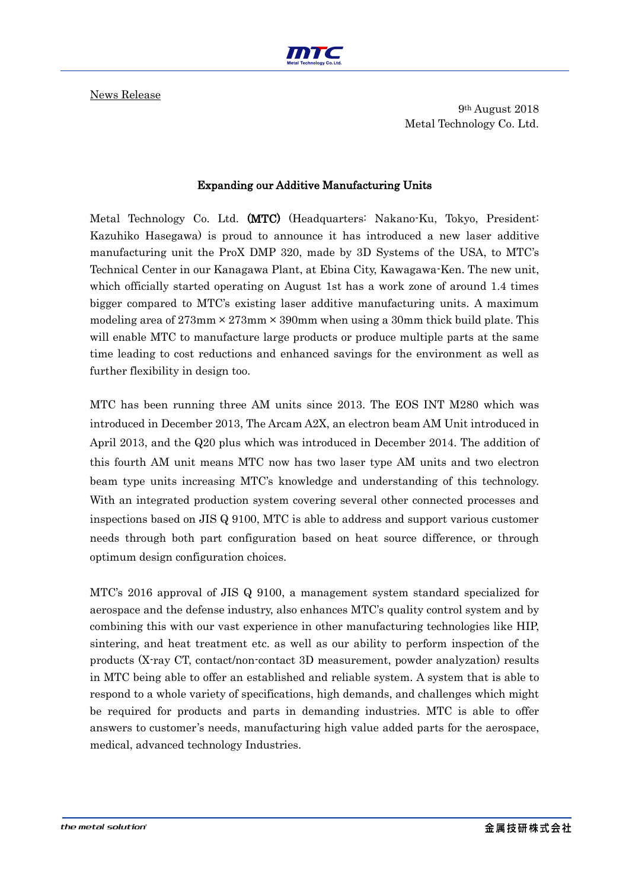News Release

9th August 2018
Metal Technology Co. Ltd.

## Expanding our Additive Manufacturing Units

Metal Technology Co. Ltd. **(MTC)** (Headquarters: Nakano-Ku, Tokyo, President: Kazuhiko Hasegawa) is proud to announce it has introduced a new laser additive manufacturing unit the ProX DMP 320, made by 3D Systems of the USA, to MTC's Technical Center in our Kanagawa Plant, at Ebina City, Kawagawa-Ken. The new unit, which officially started operating on August 1st has a work zone of around 1.4 times bigger compared to MTC's existing laser additive manufacturing units. A maximum modeling area of 273mm × 273mm × 390mm when using a 30mm thick build plate. This will enable MTC to manufacture large products or produce multiple parts at the same time leading to cost reductions and enhanced savings for the environment as well as further flexibility in design too.

MTC has been running three AM units since 2013. The EOS INT M280 which was introduced in December 2013, The Arcam A2X, an electron beam AM Unit introduced in April 2013, and the Q20 plus which was introduced in December 2014. The addition of this fourth AM unit means MTC now has two laser type AM units and two electron beam type units increasing MTC's knowledge and understanding of this technology. With an integrated production system covering several other connected processes and inspections based on JIS Q 9100, MTC is able to address and support various customer needs through both part configuration based on heat source difference, or through optimum design configuration choices.

MTC's 2016 approval of JIS Q 9100, a management system standard specialized for aerospace and the defense industry, also enhances MTC's quality control system and by combining this with our vast experience in other manufacturing technologies like HIP, sintering, and heat treatment etc. as well as our ability to perform inspection of the products (X-ray CT, contact/non-contact 3D measurement, powder analyzation) results in MTC being able to offer an established and reliable system. A system that is able to respond to a whole variety of specifications, high demands, and challenges which might be required for products and parts in demanding industries. MTC is able to offer answers to customer's needs, manufacturing high value added parts for the aerospace, medical, advanced technology Industries.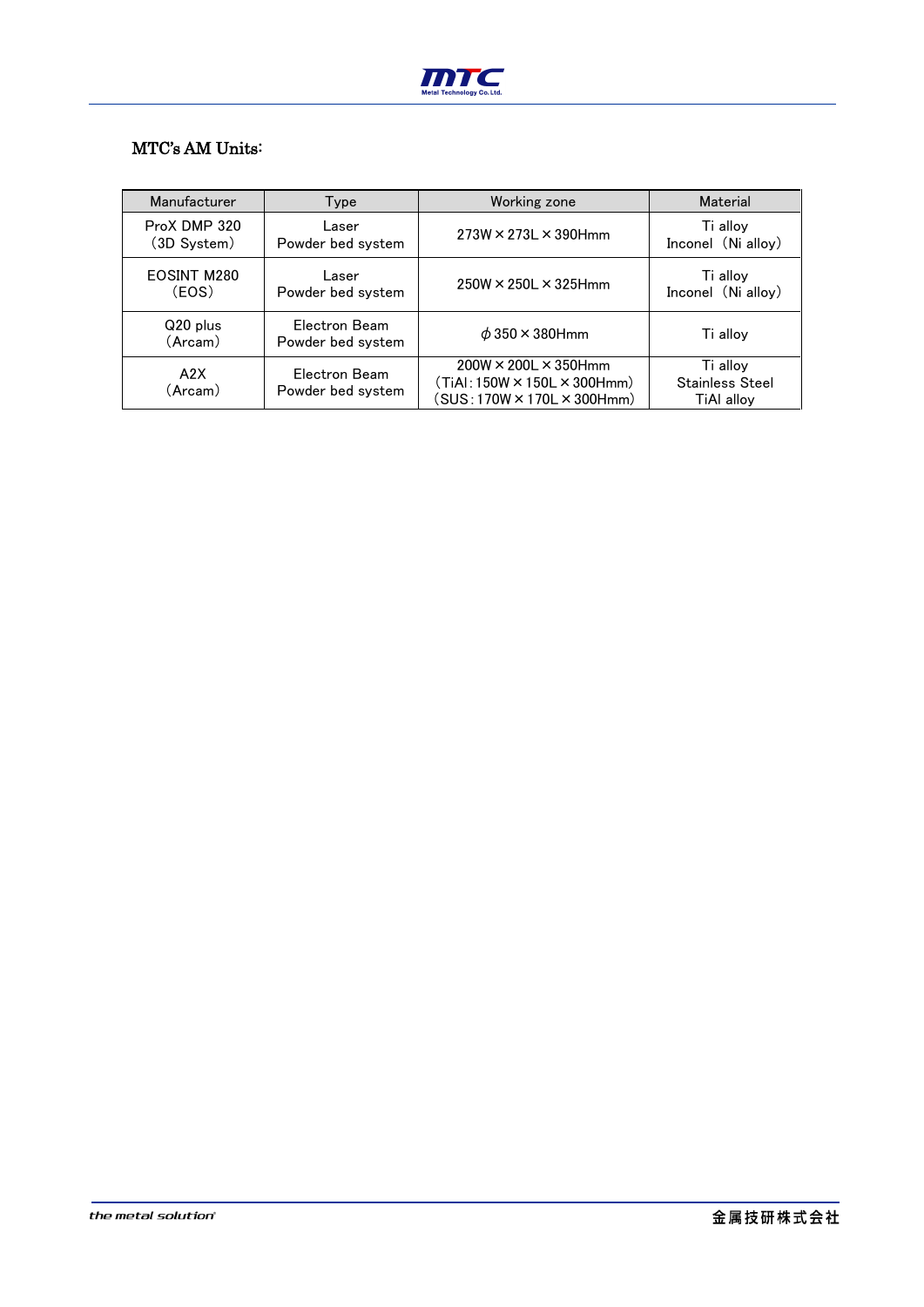MTC's AM Units:

| Manufacturer | Type | Working zone | Material |
|---|---|---|---|
| ProX DMP 320 (3D System) | Laser Powder bed system | 273W × 273L × 390Hmm | Ti alloy Inconel (Ni alloy) |
| EOSINT M280 (EOS) | Laser Powder bed system | 250W × 250L × 325Hmm | Ti alloy Inconel (Ni alloy) |
| Q20 plus (Arcam) | Electron Beam Powder bed system | ϕ350 × 380Hmm | Ti alloy |
| A2X (Arcam) | Electron Beam Powder bed system | 200W × 200L × 350Hmm (TiAl: 150W × 150L × 300Hmm) (SUS: 170W × 170L × 300Hmm) | Ti alloy Stainless Steel TiAl alloy |